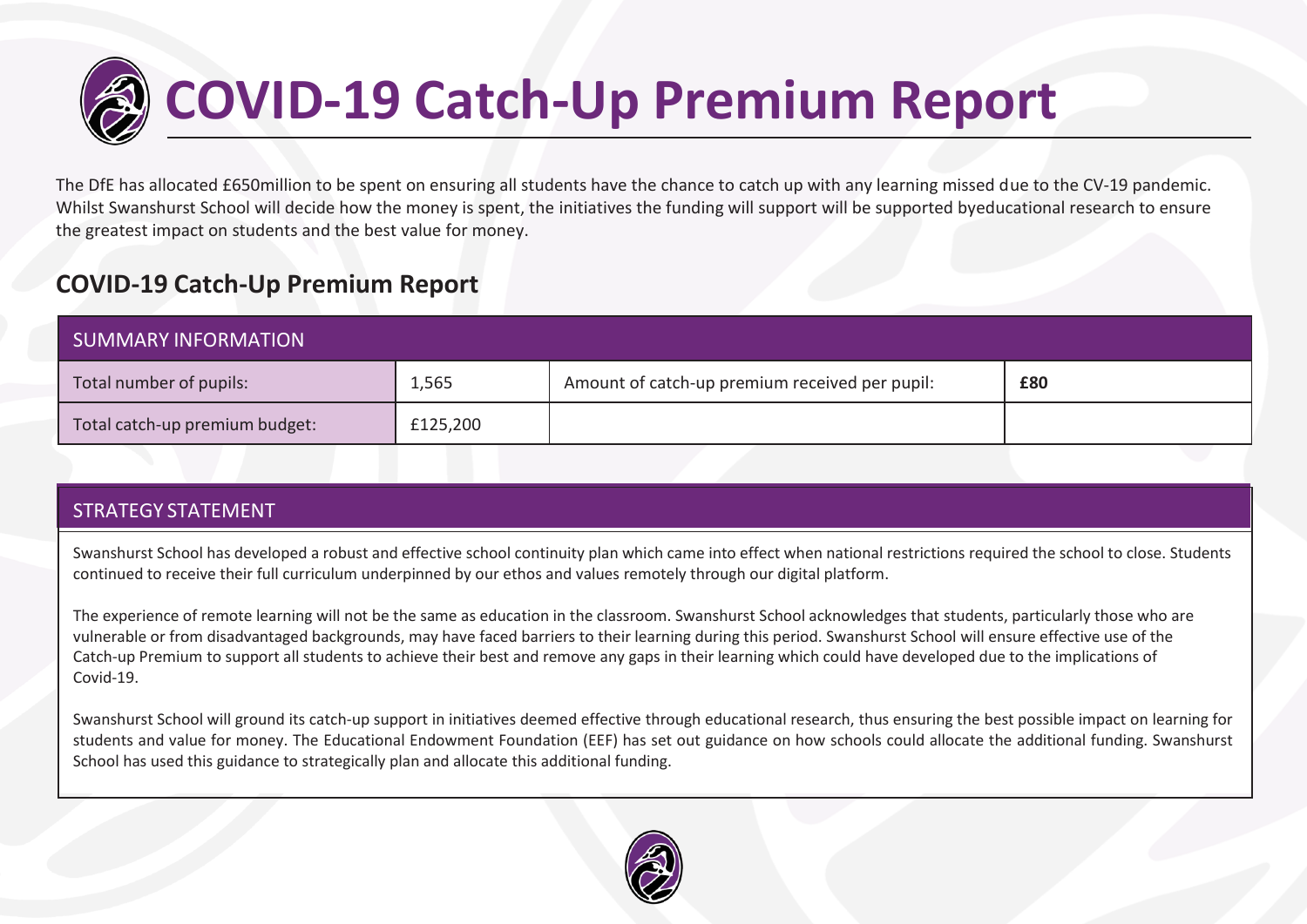# COVID-19 Catch-Up Premium Report

The DfE has allocated £650million to be spent on ensuring all students have the chance to catch up with any learning missed due to the CV-19 pandemic. Whilst Swanshurst School will decide how the money is spent, the initiatives the funding will support will be supported byeducational research to ensure the greatest impact on students and the best value for money.

## COVID-19 Catch-Up Premium Report

| SUMMARY INFORMATION | | | |
|---|---|---|---|
| Total number of pupils: | 1,565 | Amount of catch-up premium received per pupil: | **£80** |
| Total catch-up premium budget: | £125,200 | | |

### STRATEGY STATEMENT

Swanshurst School has developed a robust and effective school continuity plan which came into effect when national restrictions required the school to close. Students continued to receive their full curriculum underpinned by our ethos and values remotely through our digital platform.

The experience of remote learning will not be the same as education in the classroom. Swanshurst School acknowledges that students, particularly those who are vulnerable or from disadvantaged backgrounds, may have faced barriers to their learning during this period. Swanshurst School will ensure effective use of the Catch-up Premium to support all students to achieve their best and remove any gaps in their learning which could have developed due to the implications of Covid-19.

Swanshurst School will ground its catch-up support in initiatives deemed effective through educational research, thus ensuring the best possible impact on learning for students and value for money. The Educational Endowment Foundation (EEF) has set out guidance on how schools could allocate the additional funding. Swanshurst School has used this guidance to strategically plan and allocate this additional funding.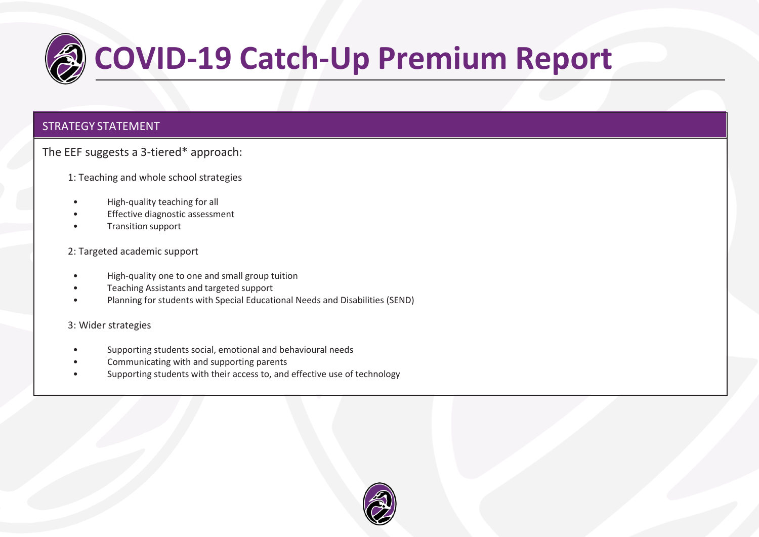# COVID-19 Catch-Up Premium Report

## STRATEGY STATEMENT

The EEF suggests a 3-tiered* approach:

1: Teaching and whole school strategies

- High-quality teaching for all
- Effective diagnostic assessment
- Transition support

2: Targeted academic support

- High-quality one to one and small group tuition
- Teaching Assistants and targeted support
- Planning for students with Special Educational Needs and Disabilities (SEND)

3: Wider strategies

- Supporting students social, emotional and behavioural needs
- Communicating with and supporting parents
- Supporting students with their access to, and effective use of technology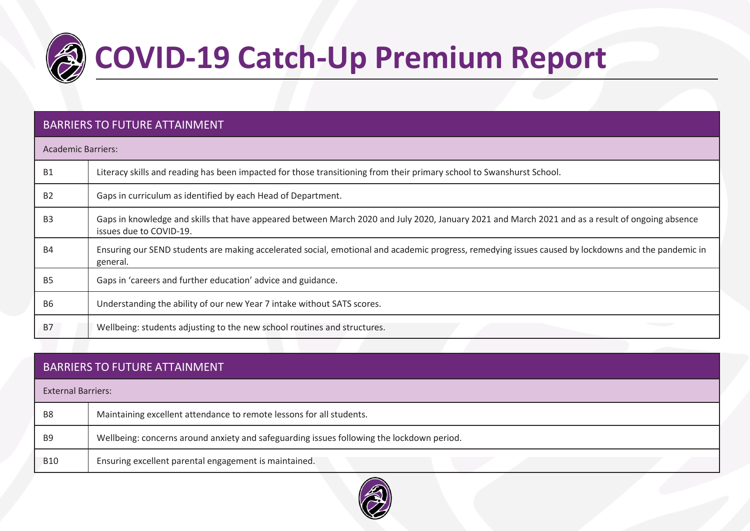# COVID-19 Catch-Up Premium Report

| BARRIERS TO FUTURE ATTAINMENT | |
|---|---|
| Academic Barriers: | |
| B1 | Literacy skills and reading has been impacted for those transitioning from their primary school to Swanshurst School. |
| B2 | Gaps in curriculum as identified by each Head of Department. |
| B3 | Gaps in knowledge and skills that have appeared between March 2020 and July 2020, January 2021 and March 2021 and as a result of ongoing absence issues due to COVID-19. |
| B4 | Ensuring our SEND students are making accelerated social, emotional and academic progress, remedying issues caused by lockdowns and the pandemic in general. |
| B5 | Gaps in 'careers and further education' advice and guidance. |
| B6 | Understanding the ability of our new Year 7 intake without SATS scores. |
| B7 | Wellbeing: students adjusting to the new school routines and structures. |

| BARRIERS TO FUTURE ATTAINMENT | |
|---|---|
| External Barriers: | |
| B8 | Maintaining excellent attendance to remote lessons for all students. |
| B9 | Wellbeing: concerns around anxiety and safeguarding issues following the lockdown period. |
| B10 | Ensuring excellent parental engagement is maintained. |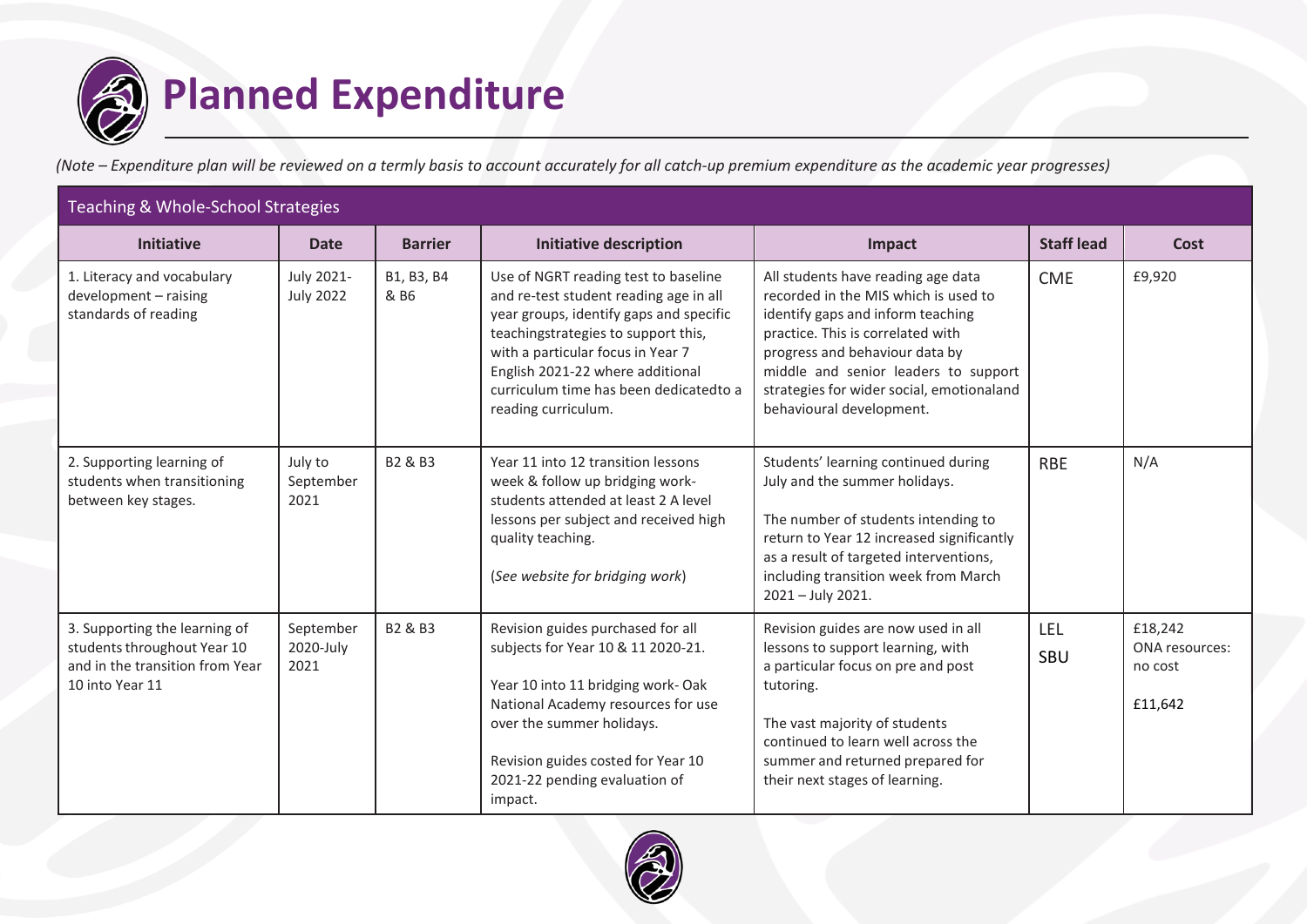# Planned Expenditure

*(Note – Expenditure plan will be reviewed on a termly basis to account accurately for all catch-up premium expenditure as the academic year progresses)*

**Teaching & Whole-School Strategies**

| Initiative | Date | Barrier | Initiative description | Impact | Staff lead | Cost |
|---|---|---|---|---|---|---|
| 1. Literacy and vocabulary development – raising standards of reading | July 2021-July 2022 | B1, B3, B4 & B6 | Use of NGRT reading test to baseline and re-test student reading age in all year groups, identify gaps and specific teachingstrategies to support this, with a particular focus in Year 7 English 2021-22 where additional curriculum time has been dedicatedto a reading curriculum. | All students have reading age data recorded in the MIS which is used to identify gaps and inform teaching practice. This is correlated with progress and behaviour data by middle and senior leaders to support strategies for wider social, emotionaland behavioural development. | CME | £9,920 |
| 2. Supporting learning of students when transitioning between key stages. | July to September 2021 | B2 & B3 | Year 11 into 12 transition lessons week & follow up bridging work- students attended at least 2 A level lessons per subject and received high quality teaching.<br><br>(*See website for bridging work*) | Students' learning continued during July and the summer holidays.<br><br>The number of students intending to return to Year 12 increased significantly as a result of targeted interventions, including transition week from March 2021 – July 2021. | RBE | N/A |
| 3. Supporting the learning of students throughout Year 10 and in the transition from Year 10 into Year 11 | September 2020-July 2021 | B2 & B3 | Revision guides purchased for all subjects for Year 10 & 11 2020-21.<br><br>Year 10 into 11 bridging work- Oak National Academy resources for use over the summer holidays.<br><br>Revision guides costed for Year 10 2021-22 pending evaluation of impact. | Revision guides are now used in all lessons to support learning, with a particular focus on pre and post tutoring.<br><br>The vast majority of students continued to learn well across the summer and returned prepared for their next stages of learning. | LEL<br>SBU | £18,242<br>ONA resources: no cost<br><br>£11,642 |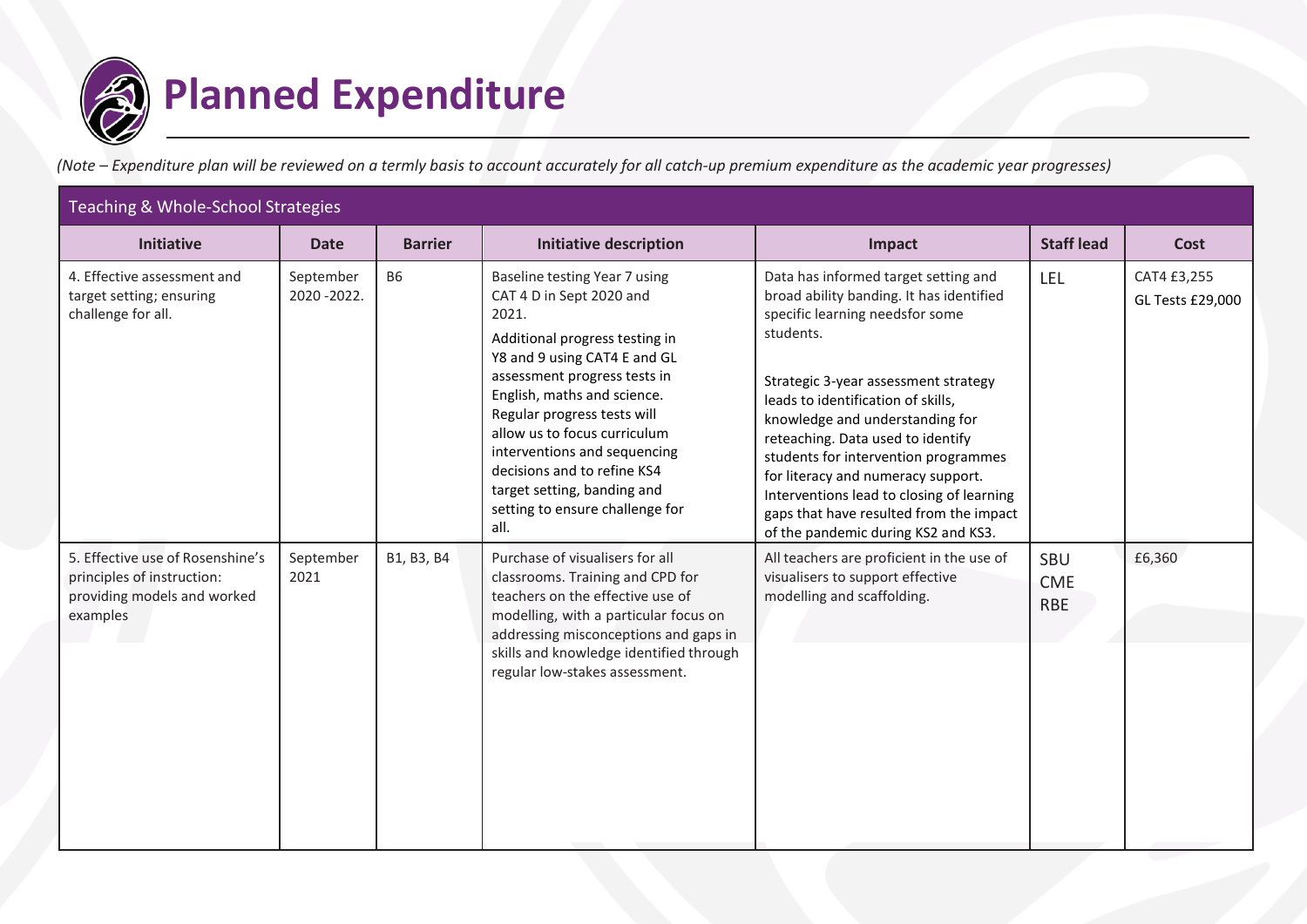# Planned Expenditure

*(Note – Expenditure plan will be reviewed on a termly basis to account accurately for all catch-up premium expenditure as the academic year progresses)*

| Teaching & Whole-School Strategies | | | | | | |
|---|---|---|---|---|---|---|
| **Initiative** | **Date** | **Barrier** | **Initiative description** | **Impact** | **Staff lead** | **Cost** |
| 4. Effective assessment and target setting; ensuring challenge for all. | September 2020 -2022. | B6 | Baseline testing Year 7 using CAT 4 D in Sept 2020 and 2021.<br><br>Additional progress testing in Y8 and 9 using CAT4 E and GL assessment progress tests in English, maths and science. Regular progress tests will allow us to focus curriculum interventions and sequencing decisions and to refine KS4 target setting, banding and setting to ensure challenge for all. | Data has informed target setting and broad ability banding. It has identified specific learning needsfor some students.<br><br>Strategic 3-year assessment strategy leads to identification of skills, knowledge and understanding for reteaching. Data used to identify students for intervention programmes for literacy and numeracy support. Interventions lead to closing of learning gaps that have resulted from the impact of the pandemic during KS2 and KS3. | LEL | CAT4 £3,255<br>GL Tests £29,000 |
| 5. Effective use of Rosenshine's principles of instruction: providing models and worked examples | September 2021 | B1, B3, B4 | Purchase of visualisers for all classrooms. Training and CPD for teachers on the effective use of modelling, with a particular focus on addressing misconceptions and gaps in skills and knowledge identified through regular low-stakes assessment. | All teachers are proficient in the use of visualisers to support effective modelling and scaffolding. | SBU<br>CME<br>RBE | £6,360 |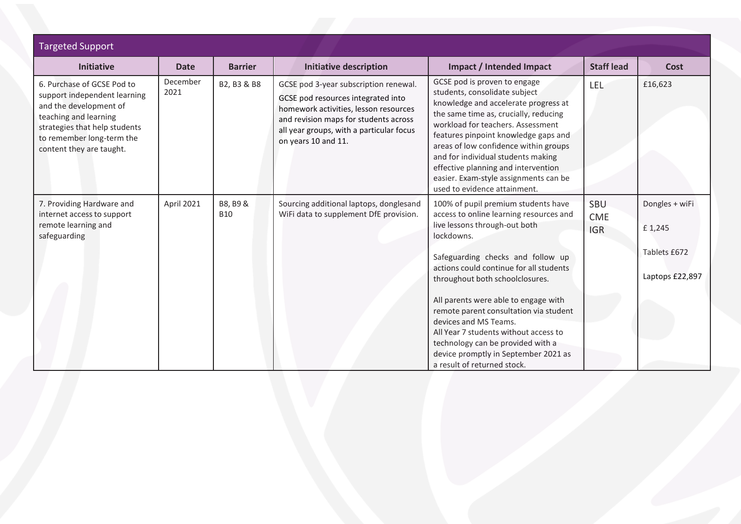## Targeted Support

| Initiative | Date | Barrier | Initiative description | Impact / Intended Impact | Staff lead | Cost |
|---|---|---|---|---|---|---|
| 6. Purchase of GCSE Pod to support independent learning and the development of teaching and learning strategies that help students to remember long-term the content they are taught. | December 2021 | B2, B3 & B8 | GCSE pod 3-year subscription renewal.<br>GCSE pod resources integrated into homework activities, lesson resources and revision maps for students across all year groups, with a particular focus on years 10 and 11. | GCSE pod is proven to engage students, consolidate subject knowledge and accelerate progress at the same time as, crucially, reducing workload for teachers. Assessment features pinpoint knowledge gaps and areas of low confidence within groups and for individual students making effective planning and intervention easier. Exam-style assignments can be used to evidence attainment. | LEL | £16,623 |
| 7. Providing Hardware and internet access to support remote learning and safeguarding | April 2021 | B8, B9 & B10 | Sourcing additional laptops, donglesand WiFi data to supplement DfE provision. | 100% of pupil premium students have access to online learning resources and live lessons through-out both lockdowns.<br><br>Safeguarding checks and follow up actions could continue for all students throughout both schoolclosures.<br><br>All parents were able to engage with remote parent consultation via student devices and MS Teams.<br>All Year 7 students without access to technology can be provided with a device promptly in September 2021 as a result of returned stock. | SBU<br>CME<br>IGR | Dongles + wiFi<br><br>£ 1,245<br><br>Tablets £672<br><br>Laptops £22,897 |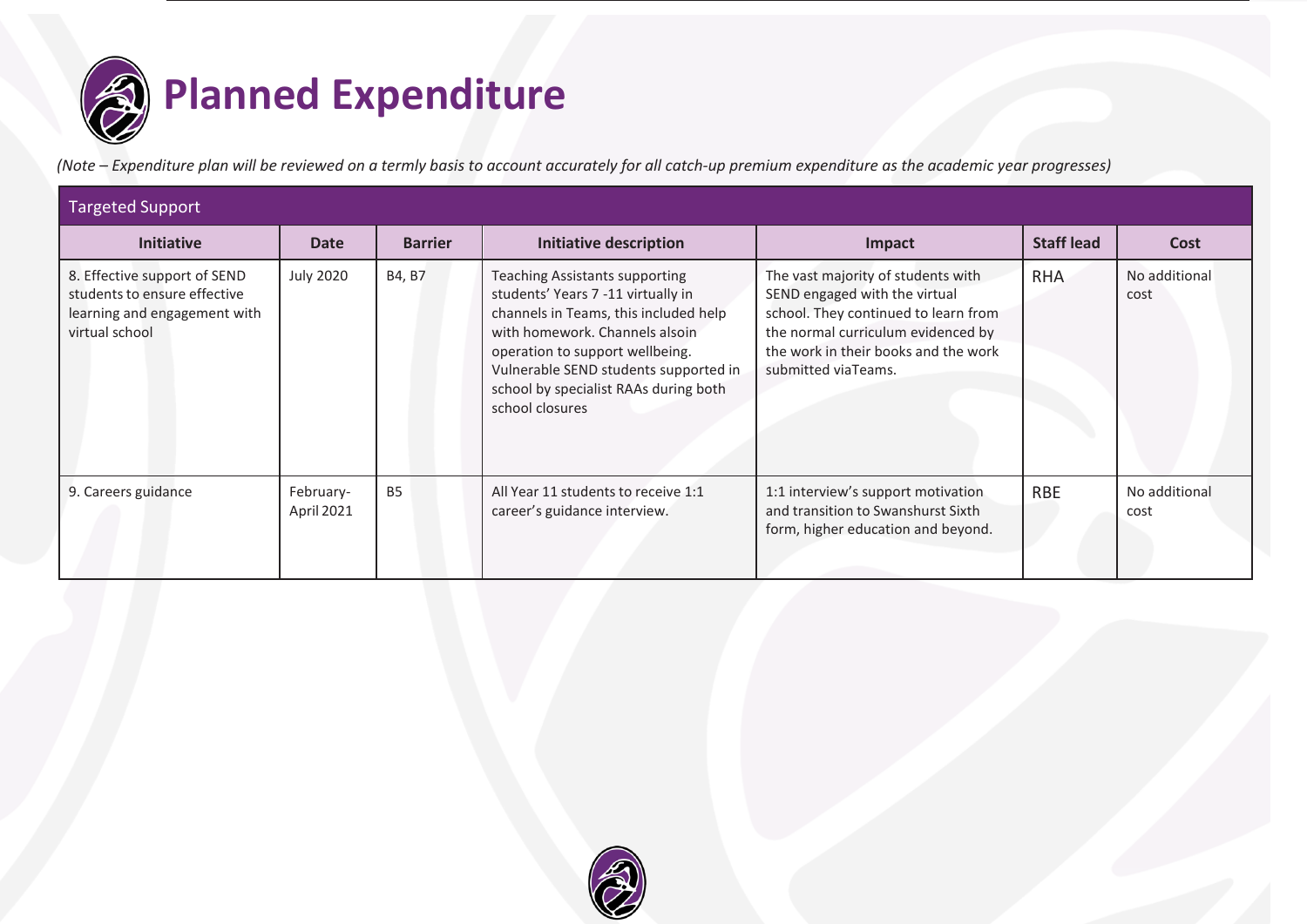# Planned Expenditure

*(Note – Expenditure plan will be reviewed on a termly basis to account accurately for all catch-up premium expenditure as the academic year progresses)*

| Targeted Support | | | | | | |
|---|---|---|---|---|---|---|
| **Initiative** | **Date** | **Barrier** | **Initiative description** | **Impact** | **Staff lead** | **Cost** |
| 8. Effective support of SEND students to ensure effective learning and engagement with virtual school | July 2020 | B4, B7 | Teaching Assistants supporting students' Years 7 -11 virtually in channels in Teams, this included help with homework. Channels alsoin operation to support wellbeing. Vulnerable SEND students supported in school by specialist RAAs during both school closures | The vast majority of students with SEND engaged with the virtual school. They continued to learn from the normal curriculum evidenced by the work in their books and the work submitted viaTeams. | RHA | No additional cost |
| 9. Careers guidance | February-April 2021 | B5 | All Year 11 students to receive 1:1 career's guidance interview. | 1:1 interview's support motivation and transition to Swanshurst Sixth form, higher education and beyond. | RBE | No additional cost |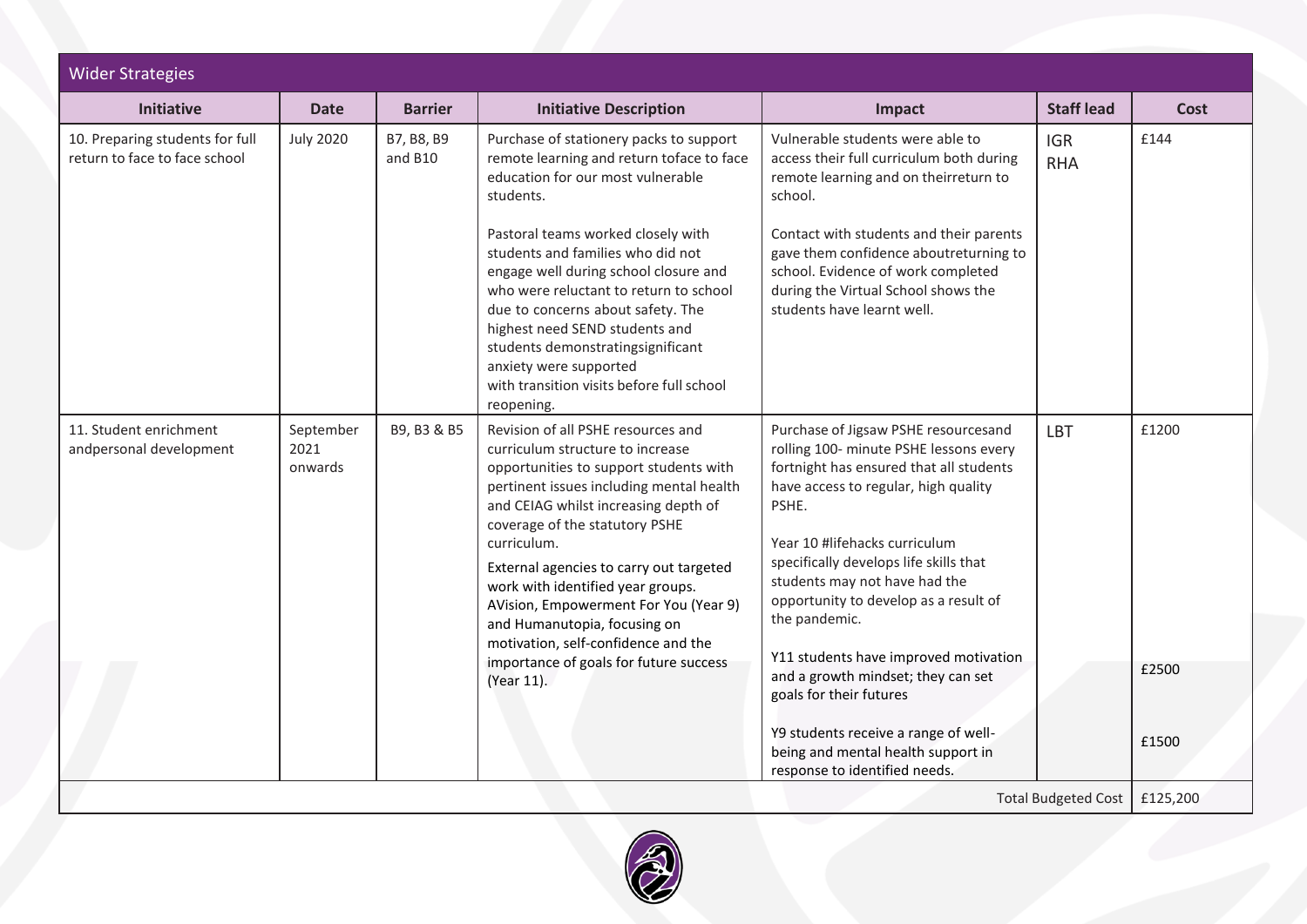## Wider Strategies

| Initiative | Date | Barrier | Initiative Description | Impact | Staff lead | Cost |
|---|---|---|---|---|---|---|
| 10. Preparing students for full return to face to face school | July 2020 | B7, B8, B9 and B10 | Purchase of stationery packs to support remote learning and return toface to face education for our most vulnerable students.<br><br>Pastoral teams worked closely with students and families who did not engage well during school closure and who were reluctant to return to school due to concerns about safety. The highest need SEND students and students demonstratingsignificant anxiety were supported with transition visits before full school reopening. | Vulnerable students were able to access their full curriculum both during remote learning and on theirreturn to school.<br><br>Contact with students and their parents gave them confidence aboutreturning to school. Evidence of work completed during the Virtual School shows the students have learnt well. | IGR RHA | £144 |
| 11. Student enrichment andpersonal development | September 2021 onwards | B9, B3 & B5 | Revision of all PSHE resources and curriculum structure to increase opportunities to support students with pertinent issues including mental health and CEIAG whilst increasing depth of coverage of the statutory PSHE curriculum.<br><br>External agencies to carry out targeted work with identified year groups. AVision, Empowerment For You (Year 9) and Humanutopia, focusing on motivation, self-confidence and the importance of goals for future success (Year 11). | Purchase of Jigsaw PSHE resourcesand rolling 100- minute PSHE lessons every fortnight has ensured that all students have access to regular, high quality PSHE.<br><br>Year 10 #lifehacks curriculum specifically develops life skills that students may not have had the opportunity to develop as a result of the pandemic.<br><br>Y11 students have improved motivation and a growth mindset; they can set goals for their futures<br><br>Y9 students receive a range of well-being and mental health support in response to identified needs. | LBT | £1200<br><br>£2500<br><br>£1500 |
| | | | | | Total Budgeted Cost | £125,200 |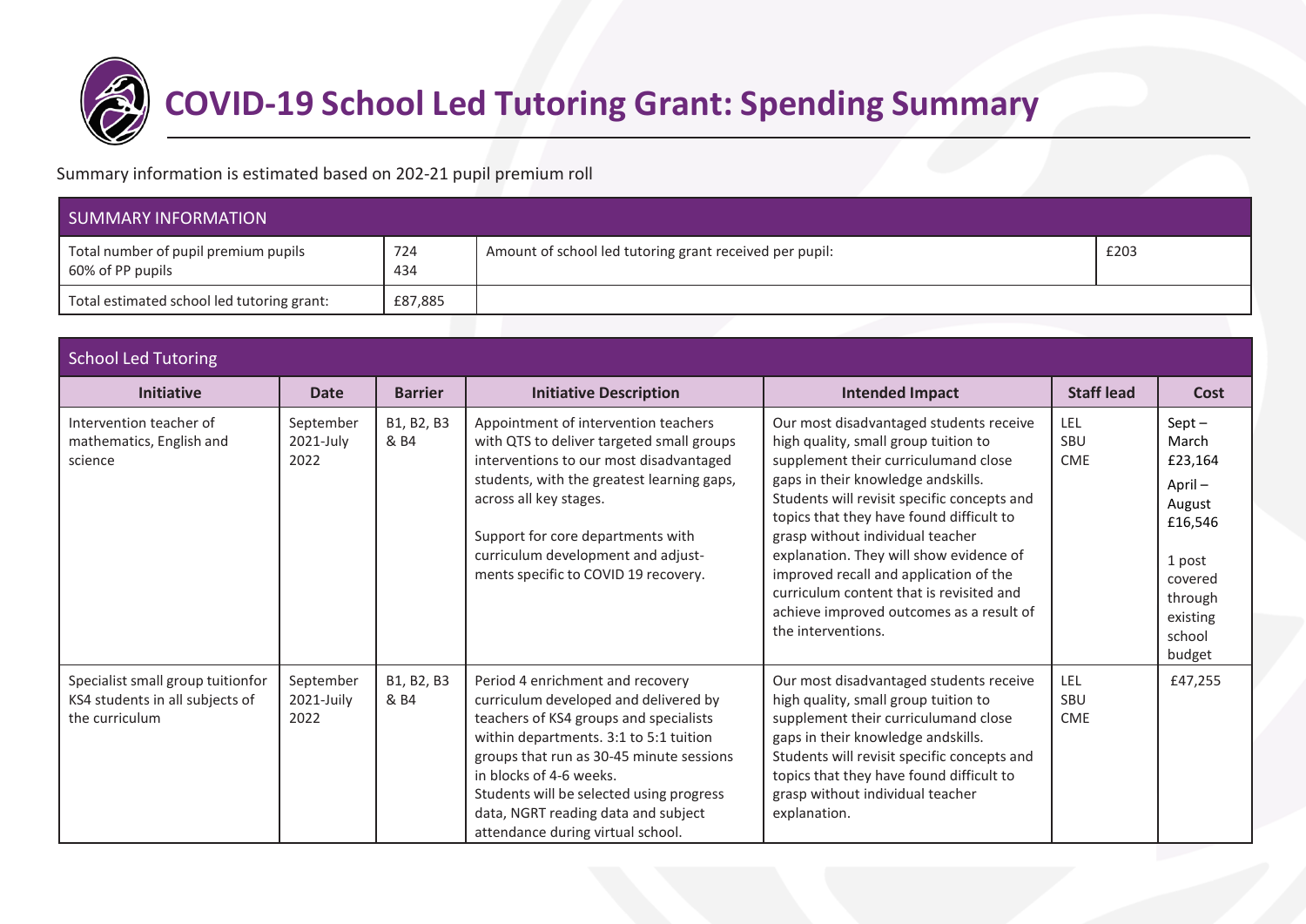# COVID-19 School Led Tutoring Grant: Spending Summary

Summary information is estimated based on 202-21 pupil premium roll

| SUMMARY INFORMATION | | | |
|---|---|---|---|
| Total number of pupil premium pupils<br>60% of PP pupils | 724<br>434 | Amount of school led tutoring grant received per pupil: | £203 |
| Total estimated school led tutoring grant: | £87,885 | | |

| School Led Tutoring | | | | | | |
|---|---|---|---|---|---|---|
| **Initiative** | **Date** | **Barrier** | **Initiative Description** | **Intended Impact** | **Staff lead** | **Cost** |
| Intervention teacher of mathematics, English and science | September 2021-July 2022 | B1, B2, B3 & B4 | Appointment of intervention teachers with QTS to deliver targeted small groups interventions to our most disadvantaged students, with the greatest learning gaps, across all key stages.<br><br>Support for core departments with curriculum development and adjust-ments specific to COVID 19 recovery. | Our most disadvantaged students receive high quality, small group tuition to supplement their curriculumand close gaps in their knowledge andskills. Students will revisit specific concepts and topics that they have found difficult to grasp without individual teacher explanation. They will show evidence of improved recall and application of the curriculum content that is revisited and achieve improved outcomes as a result of the interventions. | LEL<br>SBU<br>CME | Sept – March £23,164<br><br>April – August £16,546<br><br>1 post covered through existing school budget |
| Specialist small group tuitionfor KS4 students in all subjects of the curriculum | September 2021-July 2022 | B1, B2, B3 & B4 | Period 4 enrichment and recovery curriculum developed and delivered by teachers of KS4 groups and specialists within departments. 3:1 to 5:1 tuition groups that run as 30-45 minute sessions in blocks of 4-6 weeks.<br>Students will be selected using progress data, NGRT reading data and subject attendance during virtual school. | Our most disadvantaged students receive high quality, small group tuition to supplement their curriculumand close gaps in their knowledge andskills. Students will revisit specific concepts and topics that they have found difficult to grasp without individual teacher explanation. | LEL<br>SBU<br>CME | £47,255 |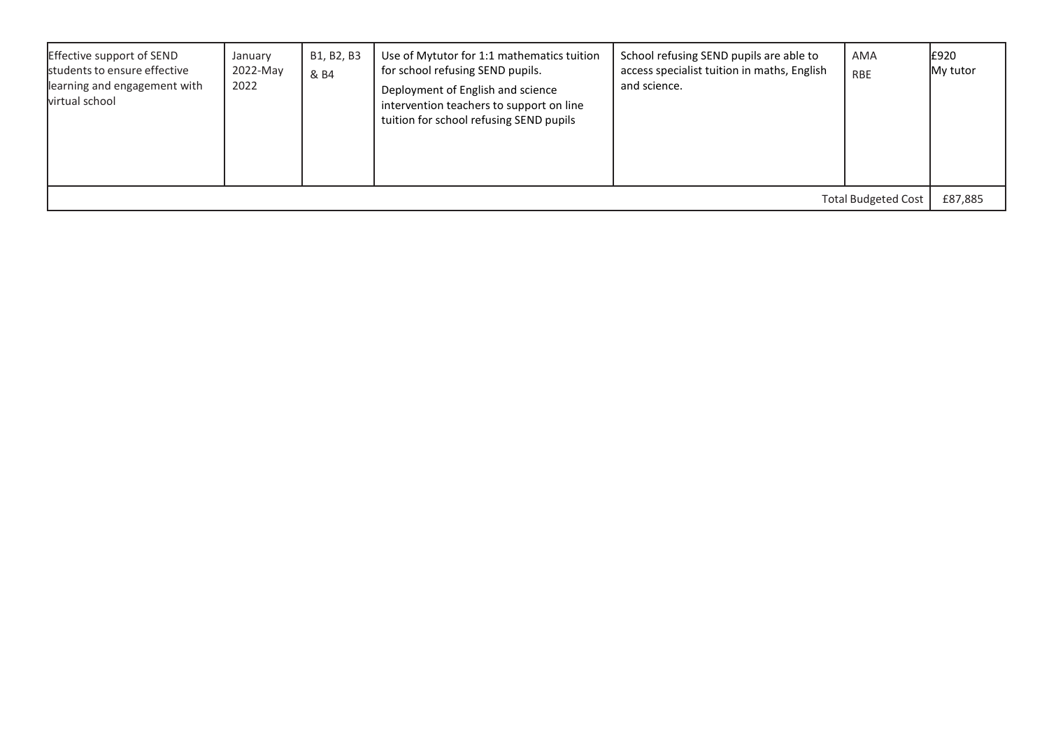| | | | | | | |
|---|---|---|---|---|---|---|
| Effective support of SEND students to ensure effective learning and engagement with virtual school | January 2022-May 2022 | B1, B2, B3 & B4 | Use of Mytutor for 1:1 mathematics tuition for school refusing SEND pupils.<br>Deployment of English and science intervention teachers to support on line tuition for school refusing SEND pupils | School refusing SEND pupils are able to access specialist tuition in maths, English and science. | AMA<br>RBE | £920<br>My tutor |
| | | | | | Total Budgeted Cost | £87,885 |